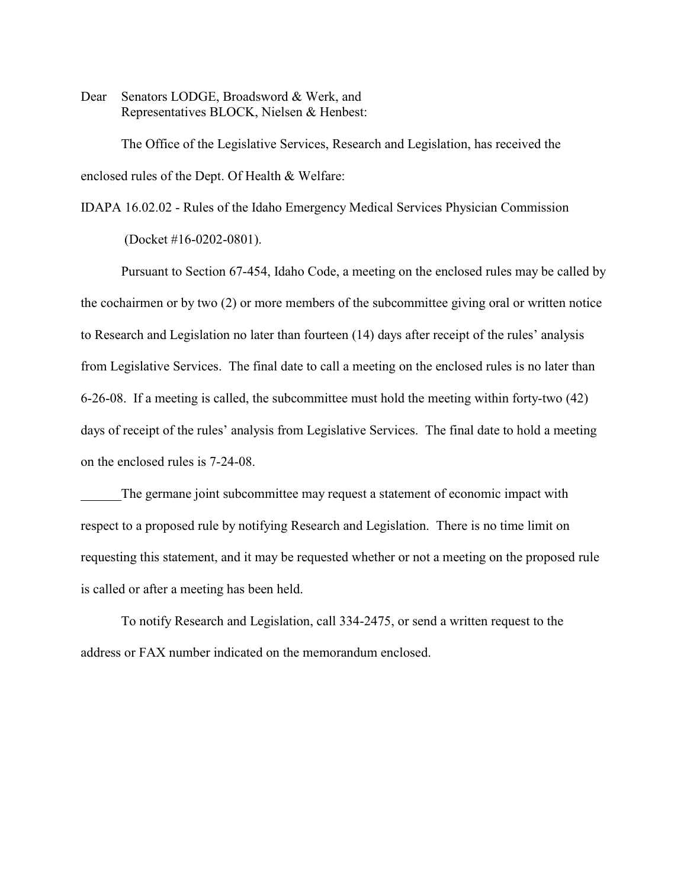Dear Senators LODGE, Broadsword & Werk, and
Representatives BLOCK, Nielsen & Henbest:

The Office of the Legislative Services, Research and Legislation, has received the enclosed rules of the Dept. Of Health & Welfare:

IDAPA 16.02.02 - Rules of the Idaho Emergency Medical Services Physician Commission (Docket #16-0202-0801).

Pursuant to Section 67-454, Idaho Code, a meeting on the enclosed rules may be called by the cochairmen or by two (2) or more members of the subcommittee giving oral or written notice to Research and Legislation no later than fourteen (14) days after receipt of the rules' analysis from Legislative Services. The final date to call a meeting on the enclosed rules is no later than 6-26-08. If a meeting is called, the subcommittee must hold the meeting within forty-two (42) days of receipt of the rules' analysis from Legislative Services. The final date to hold a meeting on the enclosed rules is 7-24-08.

______The germane joint subcommittee may request a statement of economic impact with respect to a proposed rule by notifying Research and Legislation. There is no time limit on requesting this statement, and it may be requested whether or not a meeting on the proposed rule is called or after a meeting has been held.

To notify Research and Legislation, call 334-2475, or send a written request to the address or FAX number indicated on the memorandum enclosed.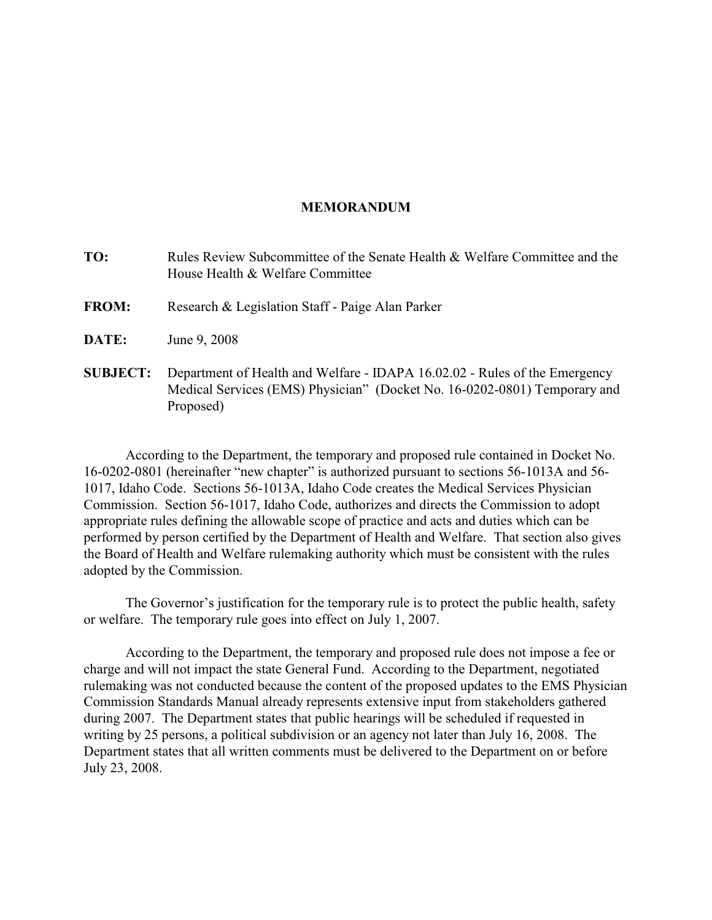# MEMORANDUM

**TO:** Rules Review Subcommittee of the Senate Health & Welfare Committee and the House Health & Welfare Committee

**FROM:** Research & Legislation Staff - Paige Alan Parker

**DATE:** June 9, 2008

**SUBJECT:** Department of Health and Welfare - IDAPA 16.02.02 - Rules of the Emergency Medical Services (EMS) Physician" (Docket No. 16-0202-0801) Temporary and Proposed)

According to the Department, the temporary and proposed rule contained in Docket No. 16-0202-0801 (hereinafter "new chapter" is authorized pursuant to sections 56-1013A and 56-1017, Idaho Code. Sections 56-1013A, Idaho Code creates the Medical Services Physician Commission. Section 56-1017, Idaho Code, authorizes and directs the Commission to adopt appropriate rules defining the allowable scope of practice and acts and duties which can be performed by person certified by the Department of Health and Welfare. That section also gives the Board of Health and Welfare rulemaking authority which must be consistent with the rules adopted by the Commission.

The Governor's justification for the temporary rule is to protect the public health, safety or welfare. The temporary rule goes into effect on July 1, 2007.

According to the Department, the temporary and proposed rule does not impose a fee or charge and will not impact the state General Fund. According to the Department, negotiated rulemaking was not conducted because the content of the proposed updates to the EMS Physician Commission Standards Manual already represents extensive input from stakeholders gathered during 2007. The Department states that public hearings will be scheduled if requested in writing by 25 persons, a political subdivision or an agency not later than July 16, 2008. The Department states that all written comments must be delivered to the Department on or before July 23, 2008.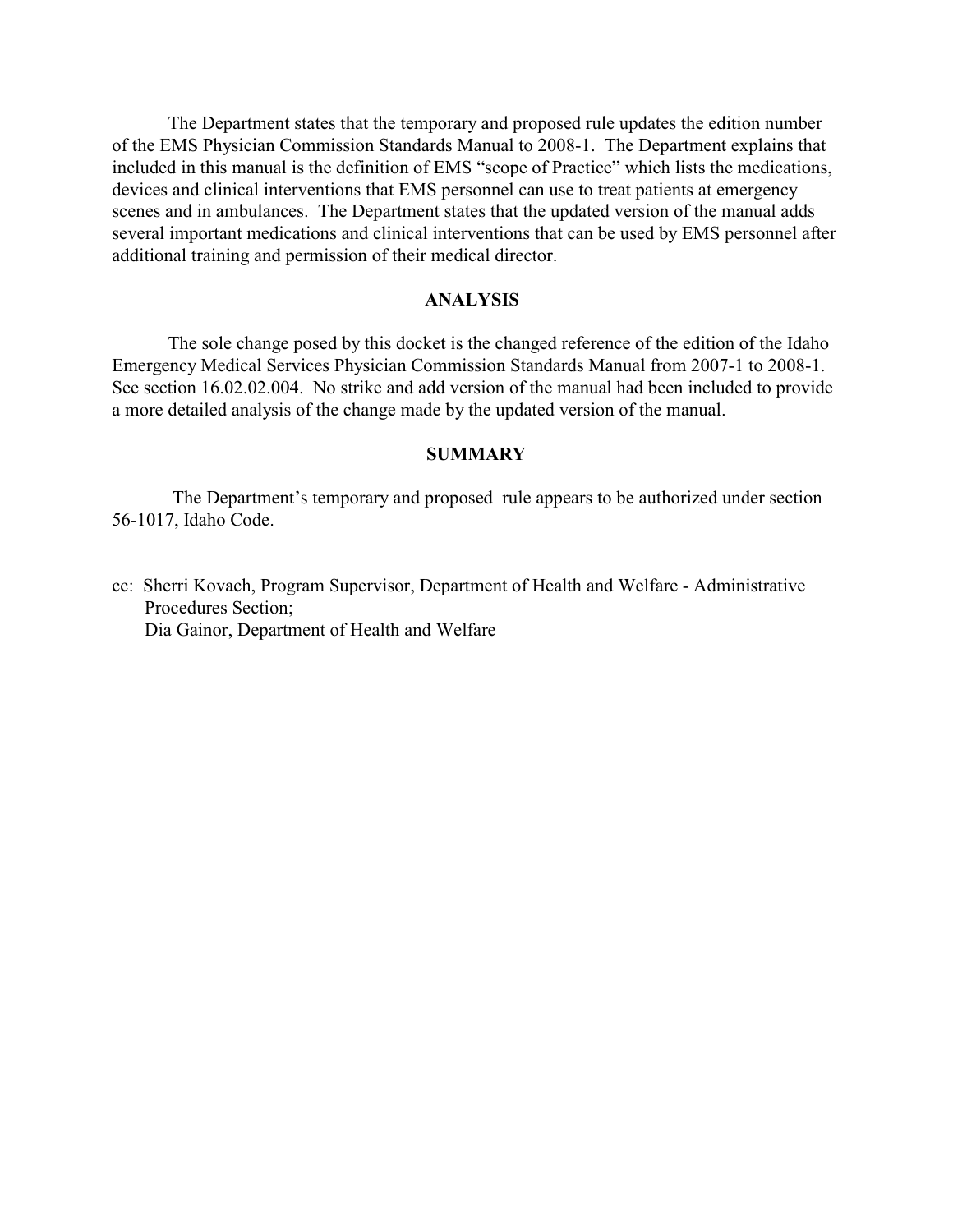The Department states that the temporary and proposed rule updates the edition number of the EMS Physician Commission Standards Manual to 2008-1. The Department explains that included in this manual is the definition of EMS "scope of Practice" which lists the medications, devices and clinical interventions that EMS personnel can use to treat patients at emergency scenes and in ambulances. The Department states that the updated version of the manual adds several important medications and clinical interventions that can be used by EMS personnel after additional training and permission of their medical director.

## ANALYSIS

The sole change posed by this docket is the changed reference of the edition of the Idaho Emergency Medical Services Physician Commission Standards Manual from 2007-1 to 2008-1. See section 16.02.02.004. No strike and add version of the manual had been included to provide a more detailed analysis of the change made by the updated version of the manual.

## SUMMARY

The Department's temporary and proposed rule appears to be authorized under section 56-1017, Idaho Code.

cc: Sherri Kovach, Program Supervisor, Department of Health and Welfare - Administrative Procedures Section;
Dia Gainor, Department of Health and Welfare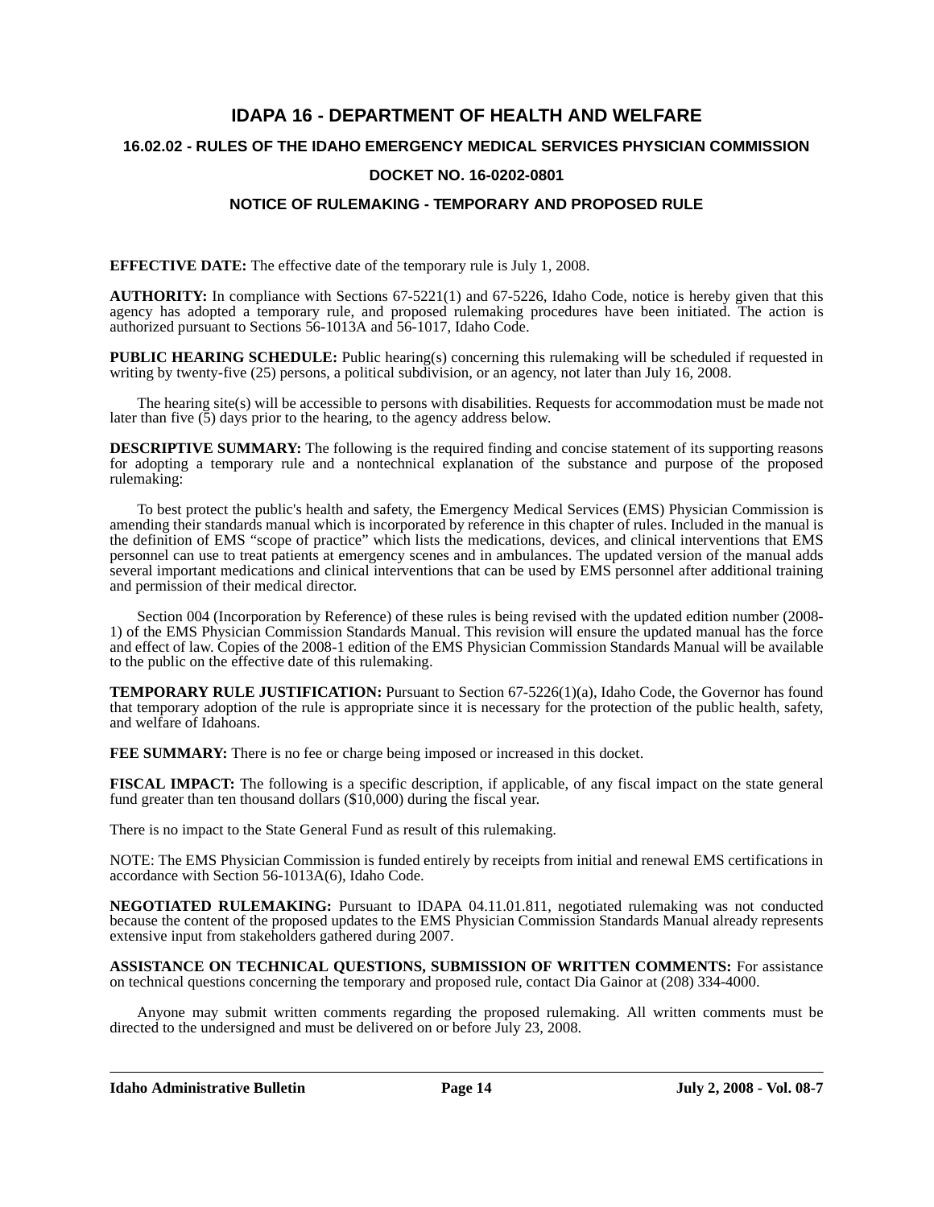# IDAPA 16 - DEPARTMENT OF HEALTH AND WELFARE

## 16.02.02 - RULES OF THE IDAHO EMERGENCY MEDICAL SERVICES PHYSICIAN COMMISSION

## DOCKET NO. 16-0202-0801

## NOTICE OF RULEMAKING - TEMPORARY AND PROPOSED RULE

**EFFECTIVE DATE:** The effective date of the temporary rule is July 1, 2008.

**AUTHORITY:** In compliance with Sections 67-5221(1) and 67-5226, Idaho Code, notice is hereby given that this agency has adopted a temporary rule, and proposed rulemaking procedures have been initiated. The action is authorized pursuant to Sections 56-1013A and 56-1017, Idaho Code.

**PUBLIC HEARING SCHEDULE:** Public hearing(s) concerning this rulemaking will be scheduled if requested in writing by twenty-five (25) persons, a political subdivision, or an agency, not later than July 16, 2008.

The hearing site(s) will be accessible to persons with disabilities. Requests for accommodation must be made not later than five (5) days prior to the hearing, to the agency address below.

**DESCRIPTIVE SUMMARY:** The following is the required finding and concise statement of its supporting reasons for adopting a temporary rule and a nontechnical explanation of the substance and purpose of the proposed rulemaking:

To best protect the public's health and safety, the Emergency Medical Services (EMS) Physician Commission is amending their standards manual which is incorporated by reference in this chapter of rules. Included in the manual is the definition of EMS "scope of practice" which lists the medications, devices, and clinical interventions that EMS personnel can use to treat patients at emergency scenes and in ambulances. The updated version of the manual adds several important medications and clinical interventions that can be used by EMS personnel after additional training and permission of their medical director.

Section 004 (Incorporation by Reference) of these rules is being revised with the updated edition number (2008-1) of the EMS Physician Commission Standards Manual. This revision will ensure the updated manual has the force and effect of law. Copies of the 2008-1 edition of the EMS Physician Commission Standards Manual will be available to the public on the effective date of this rulemaking.

**TEMPORARY RULE JUSTIFICATION:** Pursuant to Section 67-5226(1)(a), Idaho Code, the Governor has found that temporary adoption of the rule is appropriate since it is necessary for the protection of the public health, safety, and welfare of Idahoans.

**FEE SUMMARY:** There is no fee or charge being imposed or increased in this docket.

**FISCAL IMPACT:** The following is a specific description, if applicable, of any fiscal impact on the state general fund greater than ten thousand dollars ($10,000) during the fiscal year.

There is no impact to the State General Fund as result of this rulemaking.

NOTE: The EMS Physician Commission is funded entirely by receipts from initial and renewal EMS certifications in accordance with Section 56-1013A(6), Idaho Code.

**NEGOTIATED RULEMAKING:** Pursuant to IDAPA 04.11.01.811, negotiated rulemaking was not conducted because the content of the proposed updates to the EMS Physician Commission Standards Manual already represents extensive input from stakeholders gathered during 2007.

**ASSISTANCE ON TECHNICAL QUESTIONS, SUBMISSION OF WRITTEN COMMENTS:** For assistance on technical questions concerning the temporary and proposed rule, contact Dia Gainor at (208) 334-4000.

Anyone may submit written comments regarding the proposed rulemaking. All written comments must be directed to the undersigned and must be delivered on or before July 23, 2008.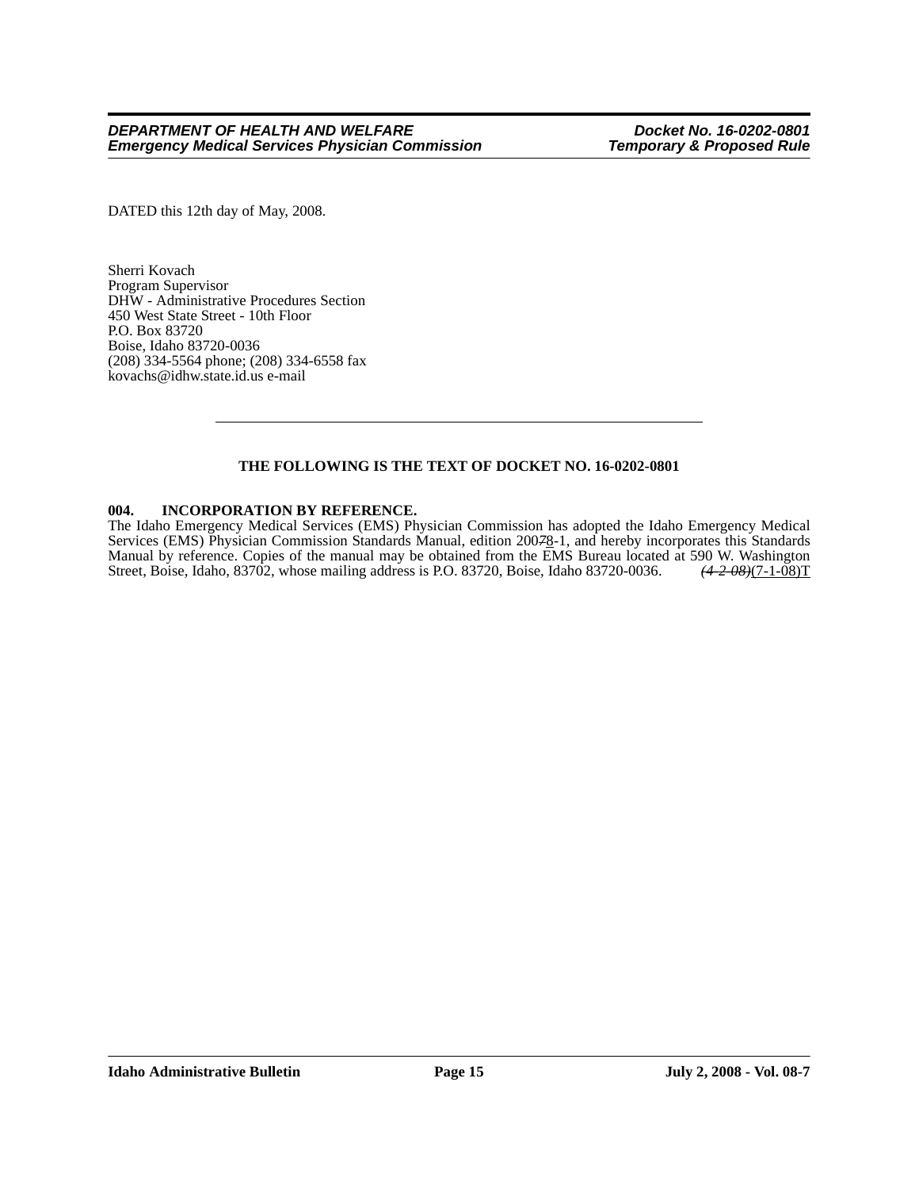DATED this 12th day of May, 2008.

Sherri Kovach
Program Supervisor
DHW - Administrative Procedures Section
450 West State Street - 10th Floor
P.O. Box 83720
Boise, Idaho 83720-0036
(208) 334-5564 phone; (208) 334-6558 fax
kovachs@idhw.state.id.us e-mail

---

**THE FOLLOWING IS THE TEXT OF DOCKET NO. 16-0202-0801**

**004. INCORPORATION BY REFERENCE.**

The Idaho Emergency Medical Services (EMS) Physician Commission has adopted the Idaho Emergency Medical Services (EMS) Physician Commission Standards Manual, edition 2007~~7~~8-1, and hereby incorporates this Standards Manual by reference. Copies of the manual may be obtained from the EMS Bureau located at 590 W. Washington Street, Boise, Idaho, 83702, whose mailing address is P.O. 83720, Boise, Idaho 83720-0036. ~~*(4-2-08)*~~(7-1-08)T